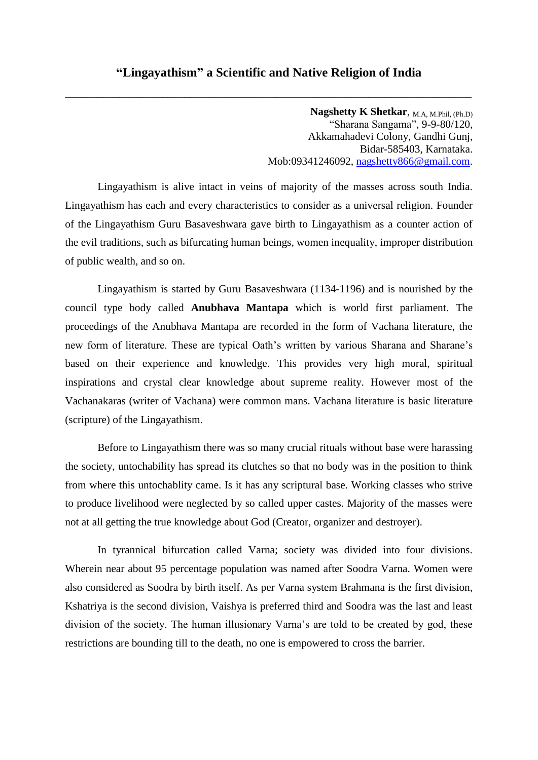# "Lingayathism" a Scientific and Native Religion of India

---

**Nagshetty K Shetkar**, M.A, M.Phil, (Ph.D)
"Sharana Sangama", 9-9-80/120,
Akkamahadevi Colony, Gandhi Gunj,
Bidar-585403, Karnataka.
Mob:09341246092, nagshetty866@gmail.com.

Lingayathism is alive intact in veins of majority of the masses across south India. Lingayathism has each and every characteristics to consider as a universal religion. Founder of the Lingayathism Guru Basaveshwara gave birth to Lingayathism as a counter action of the evil traditions, such as bifurcating human beings, women inequality, improper distribution of public wealth, and so on.

Lingayathism is started by Guru Basaveshwara (1134-1196) and is nourished by the council type body called **Anubhava Mantapa** which is world first parliament. The proceedings of the Anubhava Mantapa are recorded in the form of Vachana literature, the new form of literature. These are typical Oath's written by various Sharana and Sharane's based on their experience and knowledge. This provides very high moral, spiritual inspirations and crystal clear knowledge about supreme reality. However most of the Vachanakaras (writer of Vachana) were common mans. Vachana literature is basic literature (scripture) of the Lingayathism.

Before to Lingayathism there was so many crucial rituals without base were harassing the society, untochability has spread its clutches so that no body was in the position to think from where this untochablity came. Is it has any scriptural base. Working classes who strive to produce livelihood were neglected by so called upper castes. Majority of the masses were not at all getting the true knowledge about God (Creator, organizer and destroyer).

In tyrannical bifurcation called Varna; society was divided into four divisions. Wherein near about 95 percentage population was named after Soodra Varna. Women were also considered as Soodra by birth itself. As per Varna system Brahmana is the first division, Kshatriya is the second division, Vaishya is preferred third and Soodra was the last and least division of the society. The human illusionary Varna's are told to be created by god, these restrictions are bounding till to the death, no one is empowered to cross the barrier.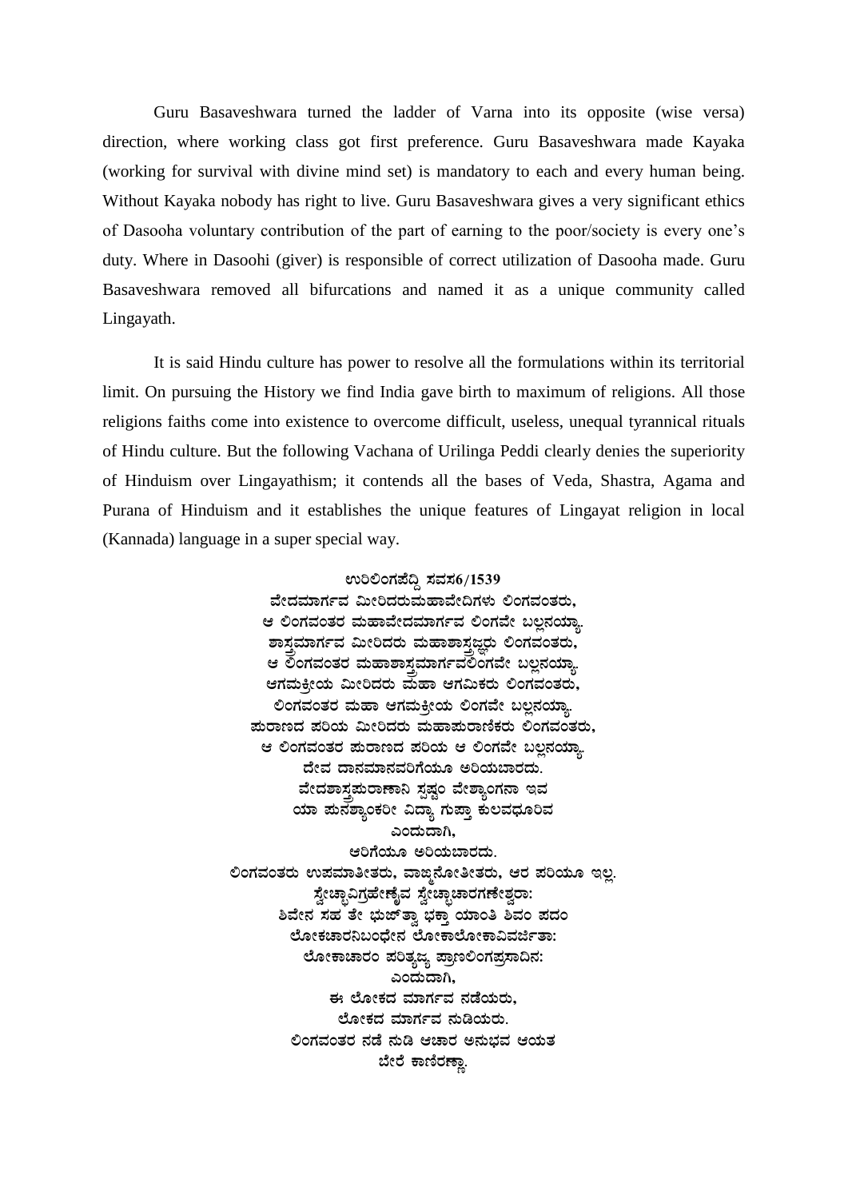Guru Basaveshwara turned the ladder of Varna into its opposite (wise versa) direction, where working class got first preference. Guru Basaveshwara made Kayaka (working for survival with divine mind set) is mandatory to each and every human being. Without Kayaka nobody has right to live. Guru Basaveshwara gives a very significant ethics of Dasooha voluntary contribution of the part of earning to the poor/society is every one's duty. Where in Dasoohi (giver) is responsible of correct utilization of Dasooha made. Guru Basaveshwara removed all bifurcations and named it as a unique community called Lingayath.

It is said Hindu culture has power to resolve all the formulations within its territorial limit. On pursuing the History we find India gave birth to maximum of religions. All those religions faiths come into existence to overcome difficult, useless, unequal tyrannical rituals of Hindu culture. But the following Vachana of Urilinga Peddi clearly denies the superiority of Hinduism over Lingayathism; it contends all the bases of Veda, Shastra, Agama and Purana of Hinduism and it establishes the unique features of Lingayat religion in local (Kannada) language in a super special way.

**ಉರಿಲಿಂಗಪೆದ್ದಿ ಸವಸ6/1539**
**ವೇದಮಾರ್ಗವ ಮೀರಿದರುಮಹಾವೇದಿಗಳು ಲಿಂಗವಂತರು,**
**ಆ ಲಿಂಗವಂತರ ಮಹಾವೇದಮಾರ್ಗವ ಲಿಂಗವೇ ಬಲ್ಲನಯ್ಯಾ.**
**ಶಾಸ್ತ್ರಮಾರ್ಗವ ಮೀರಿದರು ಮಹಾಶಾಸ್ತ್ರಜ್ಞರು ಲಿಂಗವಂತರು,**
**ಆ ಲಿಂಗವಂತರ ಮಹಾಶಾಸ್ತ್ರಮಾರ್ಗವಲಿಂಗವೇ ಬಲ್ಲನಯ್ಯಾ.**
**ಆಗಮಕ್ರೀಯ ಮೀರಿದರು ಮಹಾ ಆಗಮಿಕರು ಲಿಂಗವಂತರು,**
**ಲಿಂಗವಂತರ ಮಹಾ ಆಗಮಕ್ರೀಯ ಲಿಂಗವೇ ಬಲ್ಲನಯ್ಯಾ.**
**ಪುರಾಣದ ಪರಿಯ ಮೀರಿದರು ಮಹಾಪುರಾಣಿಕರು ಲಿಂಗವಂತರು,**
**ಆ ಲಿಂಗವಂತರ ಪುರಾಣದ ಪರಿಯ ಆ ಲಿಂಗವೇ ಬಲ್ಲನಯ್ಯಾ.**
**ದೇವ ದಾನಮಾನವರಿಗೆಯೂ ಅರಿಯಬಾರದು.**
**ವೇದಶಾಸ್ತ್ರಪುರಾಣಾನಿ ಸ್ಪಷ್ಟಂ ವೇಶ್ಯಾಂಗನಾ ಇವ**
**ಯಾ ಪುನಶ್ಯಾಂಕರೀ ವಿದ್ಯಾ ಗುಪ್ತಾ ಕುಲವಧೂರಿವ**
**ಎಂದುದಾಗಿ,**
**ಆರಿಗೆಯೂ ಅರಿಯಬಾರದು.**
**ಲಿಂಗವಂತರು ಉಪಮಾತೀತರು, ವಾಙ್ಮನೋತೀತರು, ಆರ ಪರಿಯೂ ಇಲ್ಲ.**
**ಸ್ವೇಚ್ಛಾವಿಗ್ರಹೇಣೈವ ಸ್ವೇಚ್ಛಾಚಾರಗಣೇಶ್ವರಾ:**
**ಶಿವೇನ ಸಹ ತೇ ಭುಜ್ತ್ವಾ ಭಕ್ತಾ ಯಾಂತಿ ಶಿವಂ ಪದಂ**
**ಲೋಕಚಾರನಿಬಂಧೇನ ಲೋಕಾಲೋಕಾವಿವರ್ಜಿತಾ:**
**ಲೋಕಾಚಾರಂ ಪರಿತ್ಯಜ್ಯ ಪ್ರಾಣಲಿಂಗಪ್ರಸಾದಿನ:**
**ಎಂದುದಾಗಿ,**
**ಈ ಲೋಕದ ಮಾರ್ಗವ ನಡೆಯರು,**
**ಲೋಕದ ಮಾರ್ಗವ ನುಡಿಯರು.**
**ಲಿಂಗವಂತರ ನಡೆ ನುಡಿ ಆಚಾರ ಅನುಭವ ಆಯತ**
**ಬೇರೆ ಕಾಣಿರಣ್ಣಾ.**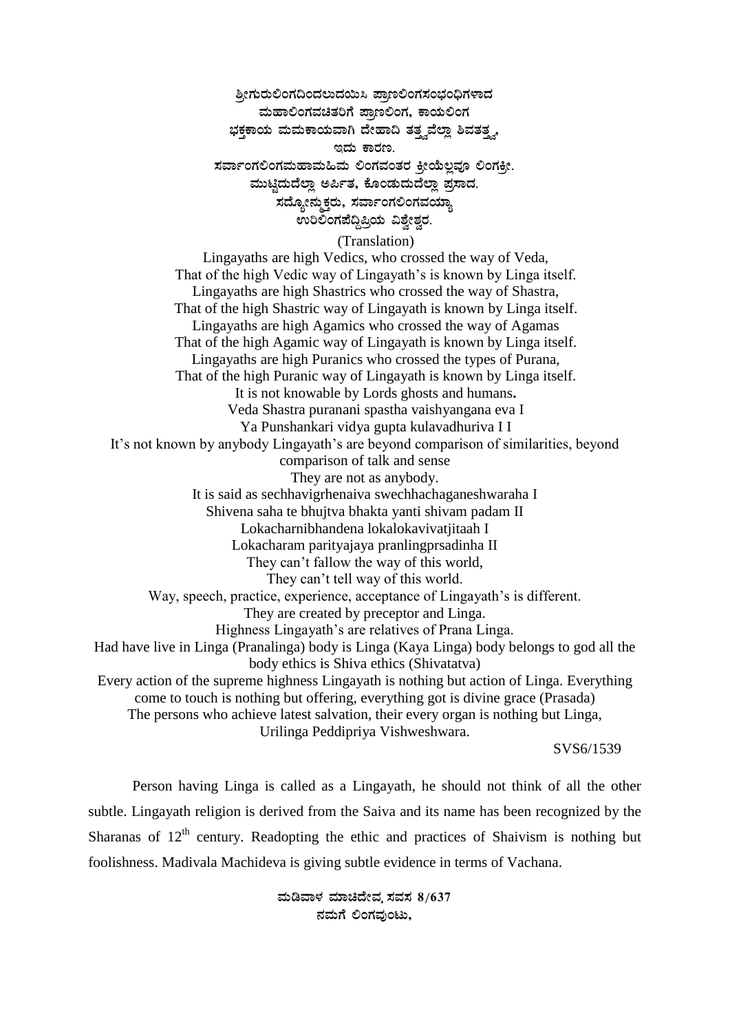ಶ್ರೀಗುರುಲಿಂಗದಿಂದಲುದಯಿಸಿ ಪ್ರಾಣಲಿಂಗಸಂಭಂಧಿಗಳಾದ
ಮಹಾಲಿಂಗವಚಿತರಿಗೆ ಪ್ರಾಣಲಿಂಗ, ಕಾಯಲಿಂಗ
ಭಕ್ತಕಾಯ ಮಮಕಾಯವಾಗಿ ದೇಹಾದಿ ತತ್ತ್ವವೆಲ್ಲಾ ಶಿವತತ್ತ್ವ,
ಇದು ಕಾರಣ.
ಸರ್ವಾಂಗಲಿಂಗಮಹಾಮಹಿಮ ಲಿಂಗವಂತರ ಕ್ರೀಯೆಲ್ಲವೂ ಲಿಂಗಕ್ರೀ.
ಮುಟ್ಟಿದುದೆಲ್ಲಾ ಅರ್ಪಿತ, ಕೊಂಡುದುದೆಲ್ಲಾ ಪ್ರಸಾದ.
ಸದ್ಯೋನ್ಮುಕ್ತರು, ಸರ್ವಾಂಗಲಿಂಗವಯ್ಯಾ
ಉರಿಲಿಂಗಪೆದ್ದಿಪ್ರಿಯ ವಿಶ್ವೇಶ್ವರ.

(Translation)

Lingayaths are high Vedics, who crossed the way of Veda,
That of the high Vedic way of Lingayath's is known by Linga itself.
Lingayaths are high Shastrics who crossed the way of Shastra,
That of the high Shastric way of Lingayath is known by Linga itself.
Lingayaths are high Agamics who crossed the way of Agamas
That of the high Agamic way of Lingayath is known by Linga itself.
Lingayaths are high Puranics who crossed the types of Purana,
That of the high Puranic way of Lingayath is known by Linga itself.
It is not knowable by Lords ghosts and humans**.**
Veda Shastra puranani spastha vaishyangana eva I
Ya Punshankari vidya gupta kulavadhuriva I I
It's not known by anybody Lingayath's are beyond comparison of similarities, beyond comparison of talk and sense
They are not as anybody.
It is said as sechhavigrhenaiva swechhachaganeshwaraha I
Shivena saha te bhujtva bhakta yanti shivam padam II
Lokacharnibhandena lokalokavivatjitaah I
Lokacharam parityajaya pranlingprsadinha II
They can't fallow the way of this world,
They can't tell way of this world.
Way, speech, practice, experience, acceptance of Lingayath's is different.
They are created by preceptor and Linga.
Highness Lingayath's are relatives of Prana Linga.
Had have live in Linga (Pranalinga) body is Linga (Kaya Linga) body belongs to god all the body ethics is Shiva ethics (Shivatatva)
Every action of the supreme highness Lingayath is nothing but action of Linga. Everything come to touch is nothing but offering, everything got is divine grace (Prasada)
The persons who achieve latest salvation, their every organ is nothing but Linga,
Urilinga Peddipriya Vishweshwara.

SVS6/1539

Person having Linga is called as a Lingayath, he should not think of all the other subtle. Lingayath religion is derived from the Saiva and its name has been recognized by the Sharanas of 12th century. Readopting the ethic and practices of Shaivism is nothing but foolishness. Madivala Machideva is giving subtle evidence in terms of Vachana.

**ಮಡಿವಾಳ ಮಾಚಿದೇವ, ಸವಸ 8/637**
**ನಮಗೆ ಲಿಂಗವುಂಟು,**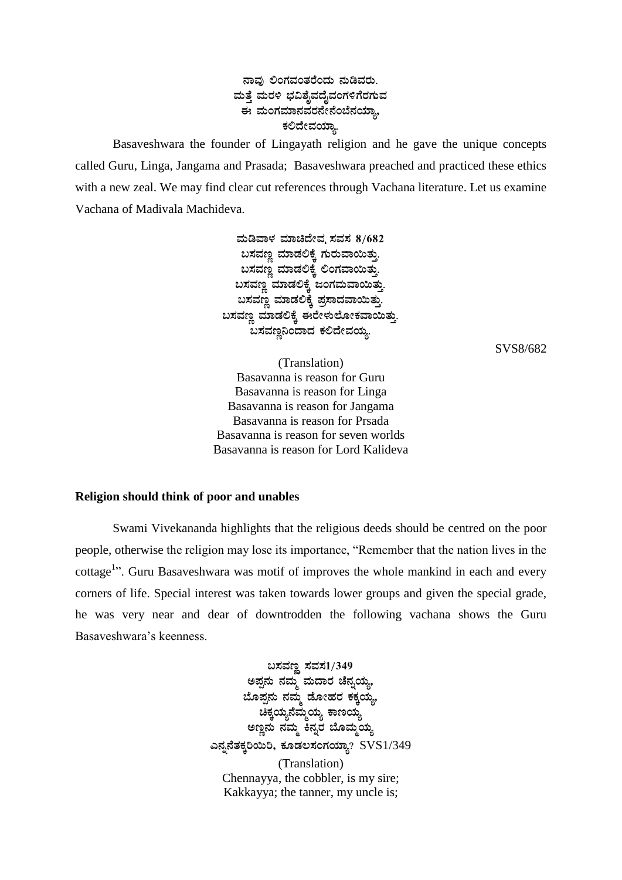ನಾವು ಲಿಂಗವಂತರೆಂದು ನುಡಿವರು.
ಮತ್ತೆ ಮರಳಿ ಭವಿಶೈವದೈವಂಗಳಿಗೆರಗುವ
ಈ ಮಂಗಮಾನವರನೇನೆಂಬೆನಯ್ಯಾ,
ಕಲಿದೇವಯ್ಯಾ.

Basaveshwara the founder of Lingayath religion and he gave the unique concepts called Guru, Linga, Jangama and Prasada; Basaveshwara preached and practiced these ethics with a new zeal. We may find clear cut references through Vachana literature. Let us examine Vachana of Madivala Machideva.

ಮಡಿವಾಳ ಮಾಚಿದೇವ, ಸವಸ 8/682
ಬಸವಣ್ಣ ಮಾಡಲಿಕ್ಕೆ ಗುರುವಾಯಿತ್ತು.
ಬಸವಣ್ಣ ಮಾಡಲಿಕ್ಕೆ ಲಿಂಗವಾಯಿತ್ತು.
ಬಸವಣ್ಣ ಮಾಡಲಿಕ್ಕೆ ಜಂಗಮವಾಯಿತ್ತು.
ಬಸವಣ್ಣ ಮಾಡಲಿಕ್ಕೆ ಪ್ರಸಾದವಾಯಿತ್ತು.
ಬಸವಣ್ಣ ಮಾಡಲಿಕ್ಕೆ ಈರೇಳುಲೋಕವಾಯಿತ್ತು.
ಬಸವಣ್ಣನಿಂದಾದ ಕಲಿದೇವಯ್ಯ.

SVS8/682

(Translation)
Basavanna is reason for Guru
Basavanna is reason for Linga
Basavanna is reason for Jangama
Basavanna is reason for Prsada
Basavanna is reason for seven worlds
Basavanna is reason for Lord Kalideva

**Religion should think of poor and unables**

Swami Vivekananda highlights that the religious deeds should be centred on the poor people, otherwise the religion may lose its importance, "Remember that the nation lives in the cottage[1]". Guru Basaveshwara was motif of improves the whole mankind in each and every corners of life. Special interest was taken towards lower groups and given the special grade, he was very near and dear of downtrodden the following vachana shows the Guru Basaveshwara's keenness.

ಬಸವಣ್ಣ ಸವಸ1/349
ಅಪ್ಪನು ನಮ್ಮ ಮದಾರ ಚೆನ್ನಯ್ಯ,
ಬೊಪ್ಪನು ನಮ್ಮ ಡೋಹರ ಕಕ್ಕಯ್ಯ,
ಚಿಕ್ಕಯ್ಯನೆಮ್ಮಯ್ಯ ಕಾಣಯ್ಯ
ಅಣ್ಣನು ನಮ್ಮ ಕಿನ್ನರ ಬೊಮ್ಮಯ್ಯ
ಎನ್ನನೇತಕ್ಕರಿಯಿರಿ, ಕೂಡಲಸಂಗಯ್ಯಾ? SVS1/349

(Translation)
Chennayya, the cobbler, is my sire;
Kakkayya; the tanner, my uncle is;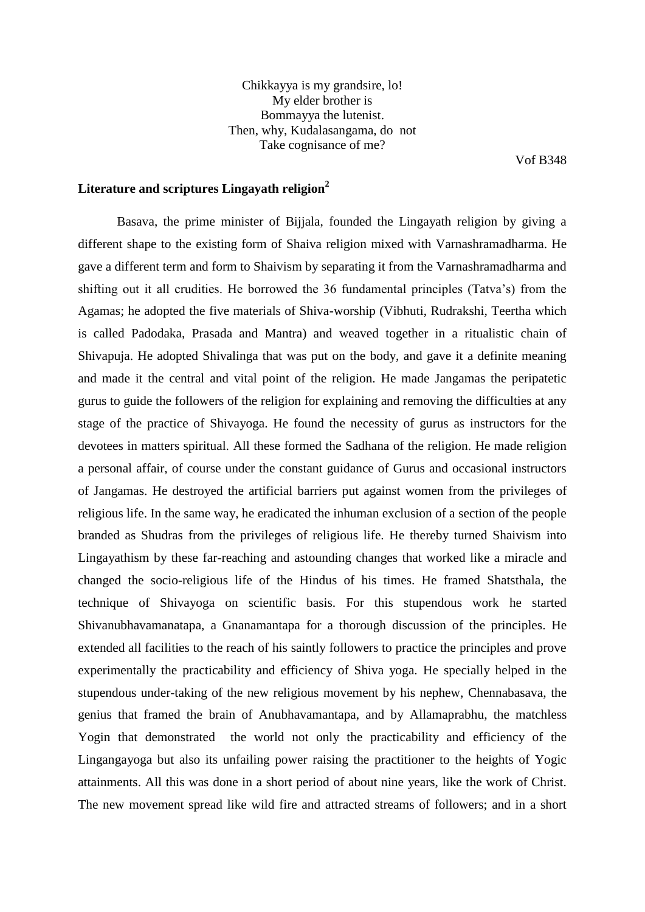Chikkayya is my grandsire, lo!
My elder brother is
Bommayya the lutenist.
Then, why, Kudalasangama, do not
Take cognisance of me?

Vof B348

**Literature and scriptures Lingayath religion[2]**

Basava, the prime minister of Bijjala, founded the Lingayath religion by giving a different shape to the existing form of Shaiva religion mixed with Varnashramadharma. He gave a different term and form to Shaivism by separating it from the Varnashramadharma and shifting out it all crudities. He borrowed the 36 fundamental principles (Tatva's) from the Agamas; he adopted the five materials of Shiva-worship (Vibhuti, Rudrakshi, Teertha which is called Padodaka, Prasada and Mantra) and weaved together in a ritualistic chain of Shivapuja. He adopted Shivalinga that was put on the body, and gave it a definite meaning and made it the central and vital point of the religion. He made Jangamas the peripatetic gurus to guide the followers of the religion for explaining and removing the difficulties at any stage of the practice of Shivayoga. He found the necessity of gurus as instructors for the devotees in matters spiritual. All these formed the Sadhana of the religion. He made religion a personal affair, of course under the constant guidance of Gurus and occasional instructors of Jangamas. He destroyed the artificial barriers put against women from the privileges of religious life. In the same way, he eradicated the inhuman exclusion of a section of the people branded as Shudras from the privileges of religious life. He thereby turned Shaivism into Lingayathism by these far-reaching and astounding changes that worked like a miracle and changed the socio-religious life of the Hindus of his times. He framed Shatsthala, the technique of Shivayoga on scientific basis. For this stupendous work he started Shivanubhavamanatapa, a Gnanamantapa for a thorough discussion of the principles. He extended all facilities to the reach of his saintly followers to practice the principles and prove experimentally the practicability and efficiency of Shiva yoga. He specially helped in the stupendous under-taking of the new religious movement by his nephew, Chennabasava, the genius that framed the brain of Anubhavamantapa, and by Allamaprabhu, the matchless Yogin that demonstrated the world not only the practicability and efficiency of the Lingangayoga but also its unfailing power raising the practitioner to the heights of Yogic attainments. All this was done in a short period of about nine years, like the work of Christ. The new movement spread like wild fire and attracted streams of followers; and in a short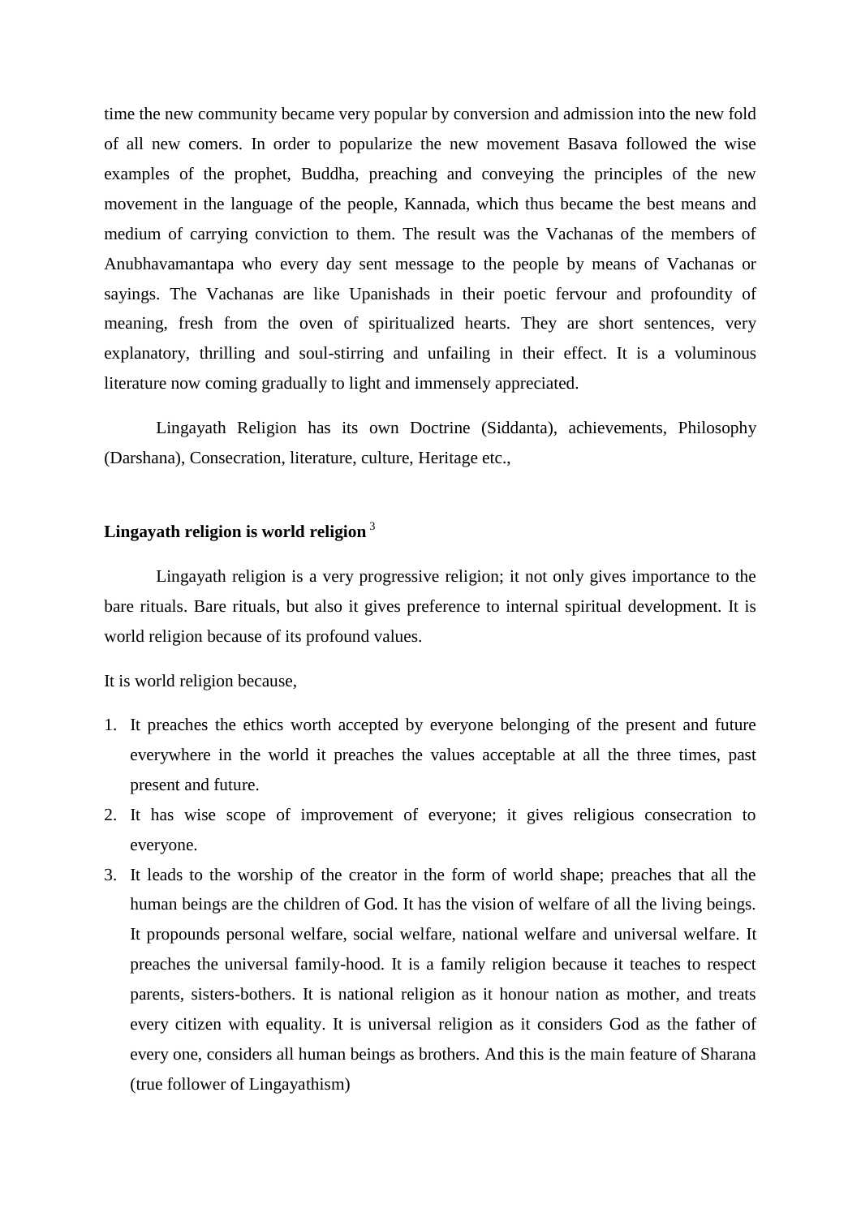time the new community became very popular by conversion and admission into the new fold of all new comers. In order to popularize the new movement Basava followed the wise examples of the prophet, Buddha, preaching and conveying the principles of the new movement in the language of the people, Kannada, which thus became the best means and medium of carrying conviction to them. The result was the Vachanas of the members of Anubhavamantapa who every day sent message to the people by means of Vachanas or sayings. The Vachanas are like Upanishads in their poetic fervour and profoundity of meaning, fresh from the oven of spiritualized hearts. They are short sentences, very explanatory, thrilling and soul-stirring and unfailing in their effect. It is a voluminous literature now coming gradually to light and immensely appreciated.

Lingayath Religion has its own Doctrine (Siddanta), achievements, Philosophy (Darshana), Consecration, literature, culture, Heritage etc.,

**Lingayath religion is world religion** [3]

Lingayath religion is a very progressive religion; it not only gives importance to the bare rituals. Bare rituals, but also it gives preference to internal spiritual development. It is world religion because of its profound values.

It is world religion because,

1. It preaches the ethics worth accepted by everyone belonging of the present and future everywhere in the world it preaches the values acceptable at all the three times, past present and future.
2. It has wise scope of improvement of everyone; it gives religious consecration to everyone.
3. It leads to the worship of the creator in the form of world shape; preaches that all the human beings are the children of God. It has the vision of welfare of all the living beings. It propounds personal welfare, social welfare, national welfare and universal welfare. It preaches the universal family-hood. It is a family religion because it teaches to respect parents, sisters-bothers. It is national religion as it honour nation as mother, and treats every citizen with equality. It is universal religion as it considers God as the father of every one, considers all human beings as brothers. And this is the main feature of Sharana (true follower of Lingayathism)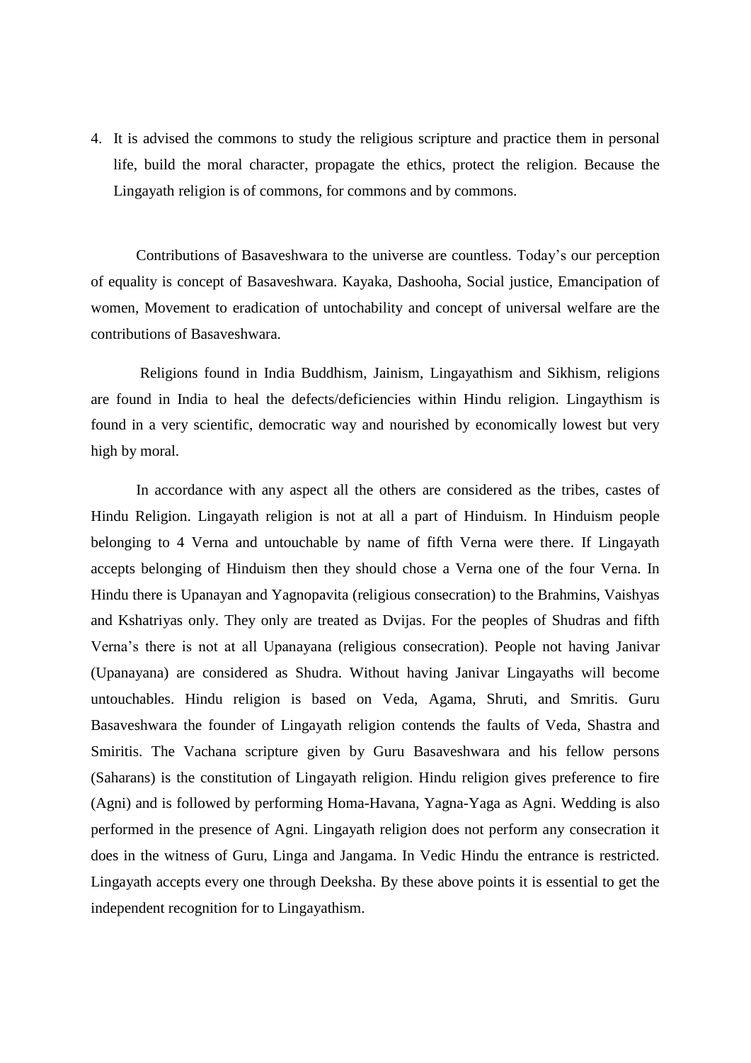4. It is advised the commons to study the religious scripture and practice them in personal life, build the moral character, propagate the ethics, protect the religion. Because the Lingayath religion is of commons, for commons and by commons.

Contributions of Basaveshwara to the universe are countless. Today's our perception of equality is concept of Basaveshwara. Kayaka, Dashooha, Social justice, Emancipation of women, Movement to eradication of untochability and concept of universal welfare are the contributions of Basaveshwara.

Religions found in India Buddhism, Jainism, Lingayathism and Sikhism, religions are found in India to heal the defects/deficiencies within Hindu religion. Lingaythism is found in a very scientific, democratic way and nourished by economically lowest but very high by moral.

In accordance with any aspect all the others are considered as the tribes, castes of Hindu Religion. Lingayath religion is not at all a part of Hinduism. In Hinduism people belonging to 4 Verna and untouchable by name of fifth Verna were there. If Lingayath accepts belonging of Hinduism then they should chose a Verna one of the four Verna. In Hindu there is Upanayan and Yagnopavita (religious consecration) to the Brahmins, Vaishyas and Kshatriyas only. They only are treated as Dvijas. For the peoples of Shudras and fifth Verna's there is not at all Upanayana (religious consecration). People not having Janivar (Upanayana) are considered as Shudra. Without having Janivar Lingayaths will become untouchables. Hindu religion is based on Veda, Agama, Shruti, and Smritis. Guru Basaveshwara the founder of Lingayath religion contends the faults of Veda, Shastra and Smiritis. The Vachana scripture given by Guru Basaveshwara and his fellow persons (Saharans) is the constitution of Lingayath religion. Hindu religion gives preference to fire (Agni) and is followed by performing Homa-Havana, Yagna-Yaga as Agni. Wedding is also performed in the presence of Agni. Lingayath religion does not perform any consecration it does in the witness of Guru, Linga and Jangama. In Vedic Hindu the entrance is restricted. Lingayath accepts every one through Deeksha. By these above points it is essential to get the independent recognition for to Lingayathism.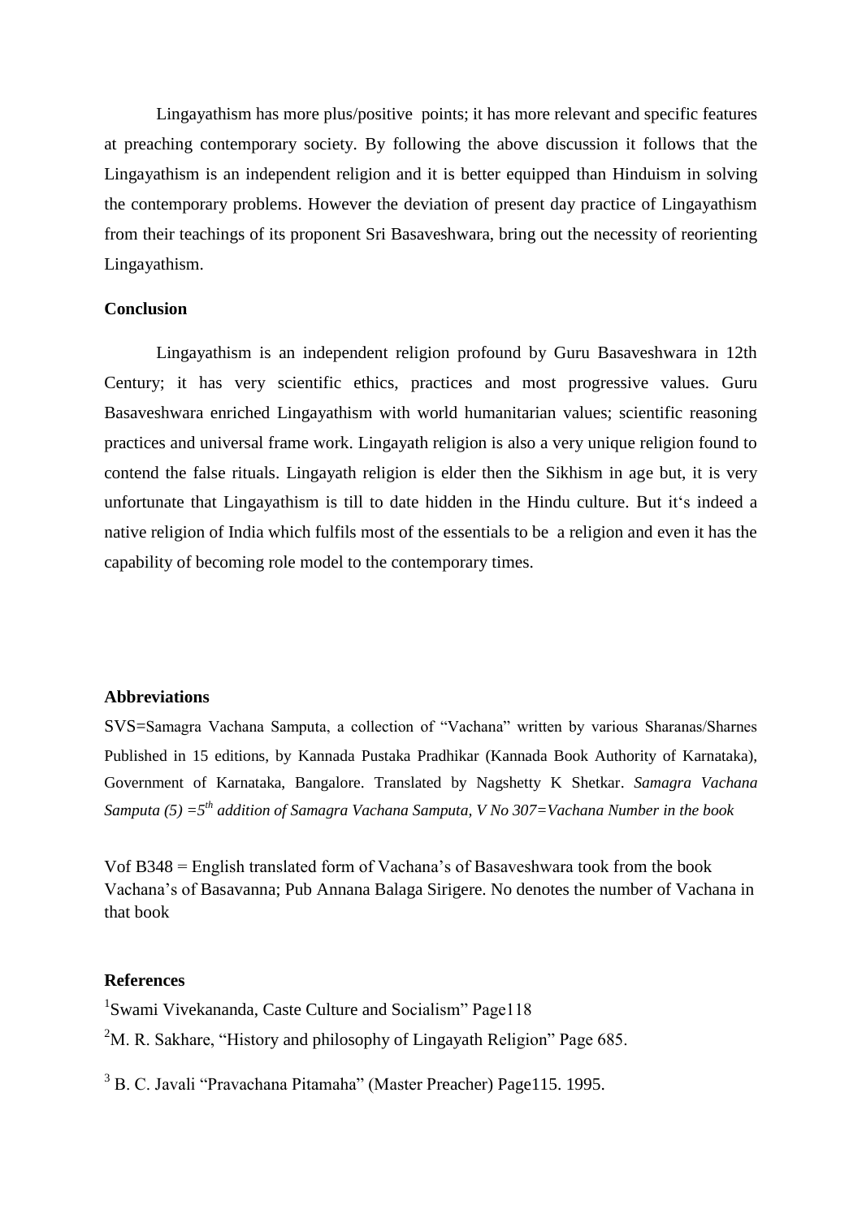Lingayathism has more plus/positive points; it has more relevant and specific features at preaching contemporary society. By following the above discussion it follows that the Lingayathism is an independent religion and it is better equipped than Hinduism in solving the contemporary problems. However the deviation of present day practice of Lingayathism from their teachings of its proponent Sri Basaveshwara, bring out the necessity of reorienting Lingayathism.

## Conclusion

Lingayathism is an independent religion profound by Guru Basaveshwara in 12th Century; it has very scientific ethics, practices and most progressive values. Guru Basaveshwara enriched Lingayathism with world humanitarian values; scientific reasoning practices and universal frame work. Lingayath religion is also a very unique religion found to contend the false rituals. Lingayath religion is elder then the Sikhism in age but, it is very unfortunate that Lingayathism is till to date hidden in the Hindu culture. But it's indeed a native religion of India which fulfils most of the essentials to be a religion and even it has the capability of becoming role model to the contemporary times.

## Abbreviations

SVS=Samagra Vachana Samputa, a collection of "Vachana" written by various Sharanas/Sharnes Published in 15 editions, by Kannada Pustaka Pradhikar (Kannada Book Authority of Karnataka), Government of Karnataka, Bangalore. Translated by Nagshetty K Shetkar. *Samagra Vachana Samputa (5) =5th addition of Samagra Vachana Samputa, V No 307=Vachana Number in the book*

Vof B348 = English translated form of Vachana's of Basaveshwara took from the book Vachana's of Basavanna; Pub Annana Balaga Sirigere. No denotes the number of Vachana in that book

## References

[1]Swami Vivekananda, Caste Culture and Socialism" Page118

[2]M. R. Sakhare, "History and philosophy of Lingayath Religion" Page 685.

[3] B. C. Javali "Pravachana Pitamaha" (Master Preacher) Page115. 1995.